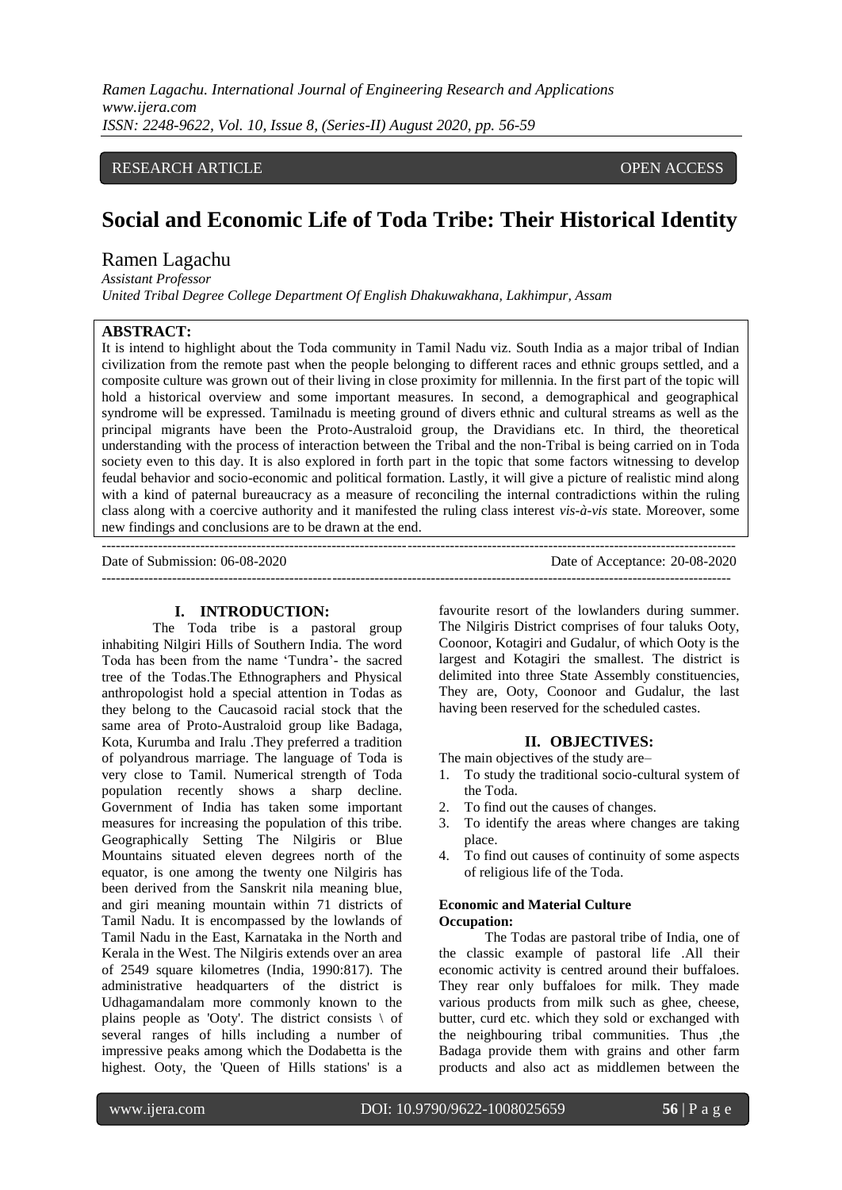RESEARCH ARTICLE OPEN ACCESS

# Social and Economic Life of Toda Tribe: Their Historical Identity

## Ramen Lagachu

*Assistant Professor*
*United Tribal Degree College Department Of English Dhakuwakhana, Lakhimpur, Assam*

**ABSTRACT:**

It is intend to highlight about the Toda community in Tamil Nadu viz. South India as a major tribal of Indian civilization from the remote past when the people belonging to different races and ethnic groups settled, and a composite culture was grown out of their living in close proximity for millennia. In the first part of the topic will hold a historical overview and some important measures. In second, a demographical and geographical syndrome will be expressed. Tamilnadu is meeting ground of divers ethnic and cultural streams as well as the principal migrants have been the Proto-Australoid group, the Dravidians etc. In third, the theoretical understanding with the process of interaction between the Tribal and the non-Tribal is being carried on in Toda society even to this day. It is also explored in forth part in the topic that some factors witnessing to develop feudal behavior and socio-economic and political formation. Lastly, it will give a picture of realistic mind along with a kind of paternal bureaucracy as a measure of reconciling the internal contradictions within the ruling class along with a coercive authority and it manifested the ruling class interest *vis-à-vis* state. Moreover, some new findings and conclusions are to be drawn at the end.

---

Date of Submission: 06-08-2020 Date of Acceptance: 20-08-2020

---

## I. INTRODUCTION:

The Toda tribe is a pastoral group inhabiting Nilgiri Hills of Southern India. The word Toda has been from the name 'Tundra'- the sacred tree of the Todas.The Ethnographers and Physical anthropologist hold a special attention in Todas as they belong to the Caucasoid racial stock that the same area of Proto-Australoid group like Badaga, Kota, Kurumba and Iralu .They preferred a tradition of polyandrous marriage. The language of Toda is very close to Tamil. Numerical strength of Toda population recently shows a sharp decline. Government of India has taken some important measures for increasing the population of this tribe. Geographically Setting The Nilgiris or Blue Mountains situated eleven degrees north of the equator, is one among the twenty one Nilgiris has been derived from the Sanskrit nila meaning blue, and giri meaning mountain within 71 districts of Tamil Nadu. It is encompassed by the lowlands of Tamil Nadu in the East, Karnataka in the North and Kerala in the West. The Nilgiris extends over an area of 2549 square kilometres (India, 1990:817). The administrative headquarters of the district is Udhagamandalam more commonly known to the plains people as 'Ooty'. The district consists \ of several ranges of hills including a number of impressive peaks among which the Dodabetta is the highest. Ooty, the 'Queen of Hills stations' is a favourite resort of the lowlanders during summer. The Nilgiris District comprises of four taluks Ooty, Coonoor, Kotagiri and Gudalur, of which Ooty is the largest and Kotagiri the smallest. The district is delimited into three State Assembly constituencies, They are, Ooty, Coonoor and Gudalur, the last having been reserved for the scheduled castes.

## II. OBJECTIVES:

The main objectives of the study are–

1. To study the traditional socio-cultural system of the Toda.
2. To find out the causes of changes.
3. To identify the areas where changes are taking place.
4. To find out causes of continuity of some aspects of religious life of the Toda.

**Economic and Material Culture**

**Occupation:**

The Todas are pastoral tribe of India, one of the classic example of pastoral life .All their economic activity is centred around their buffaloes. They rear only buffaloes for milk. They made various products from milk such as ghee, cheese, butter, curd etc. which they sold or exchanged with the neighbouring tribal communities. Thus ,the Badaga provide them with grains and other farm products and also act as middlemen between the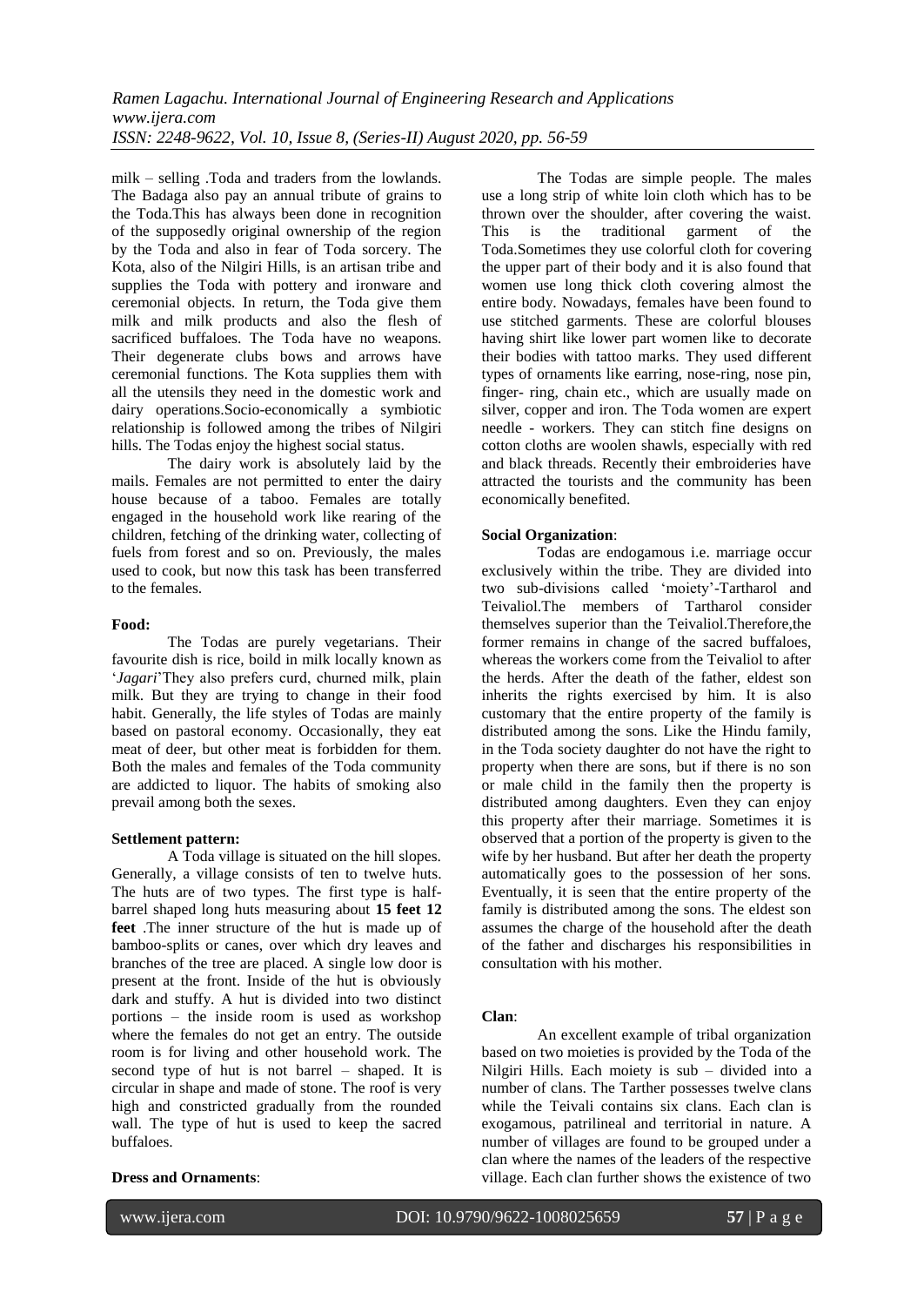milk – selling .Toda and traders from the lowlands. The Badaga also pay an annual tribute of grains to the Toda.This has always been done in recognition of the supposedly original ownership of the region by the Toda and also in fear of Toda sorcery. The Kota, also of the Nilgiri Hills, is an artisan tribe and supplies the Toda with pottery and ironware and ceremonial objects. In return, the Toda give them milk and milk products and also the flesh of sacrificed buffaloes. The Toda have no weapons. Their degenerate clubs bows and arrows have ceremonial functions. The Kota supplies them with all the utensils they need in the domestic work and dairy operations.Socio-economically a symbiotic relationship is followed among the tribes of Nilgiri hills. The Todas enjoy the highest social status.

The dairy work is absolutely laid by the mails. Females are not permitted to enter the dairy house because of a taboo. Females are totally engaged in the household work like rearing of the children, fetching of the drinking water, collecting of fuels from forest and so on. Previously, the males used to cook, but now this task has been transferred to the females.

**Food:**

The Todas are purely vegetarians. Their favourite dish is rice, boild in milk locally known as '*Jagari*'They also prefers curd, churned milk, plain milk. But they are trying to change in their food habit. Generally, the life styles of Todas are mainly based on pastoral economy. Occasionally, they eat meat of deer, but other meat is forbidden for them. Both the males and females of the Toda community are addicted to liquor. The habits of smoking also prevail among both the sexes.

**Settlement pattern:**

A Toda village is situated on the hill slopes. Generally, a village consists of ten to twelve huts. The huts are of two types. The first type is half-barrel shaped long huts measuring about **15 feet 12 feet** .The inner structure of the hut is made up of bamboo-splits or canes, over which dry leaves and branches of the tree are placed. A single low door is present at the front. Inside of the hut is obviously dark and stuffy. A hut is divided into two distinct portions – the inside room is used as workshop where the females do not get an entry. The outside room is for living and other household work. The second type of hut is not barrel – shaped. It is circular in shape and made of stone. The roof is very high and constricted gradually from the rounded wall. The type of hut is used to keep the sacred buffaloes.

**Dress and Ornaments**:

The Todas are simple people. The males use a long strip of white loin cloth which has to be thrown over the shoulder, after covering the waist. This is the traditional garment of the Toda.Sometimes they use colorful cloth for covering the upper part of their body and it is also found that women use long thick cloth covering almost the entire body. Nowadays, females have been found to use stitched garments. These are colorful blouses having shirt like lower part women like to decorate their bodies with tattoo marks. They used different types of ornaments like earring, nose-ring, nose pin, finger- ring, chain etc., which are usually made on silver, copper and iron. The Toda women are expert needle - workers. They can stitch fine designs on cotton cloths are woolen shawls, especially with red and black threads. Recently their embroideries have attracted the tourists and the community has been economically benefited.

**Social Organization**:

Todas are endogamous i.e. marriage occur exclusively within the tribe. They are divided into two sub-divisions called 'moiety'-Tartharol and Teivaliol.The members of Tartharol consider themselves superior than the Teivaliol.Therefore,the former remains in change of the sacred buffaloes, whereas the workers come from the Teivaliol to after the herds. After the death of the father, eldest son inherits the rights exercised by him. It is also customary that the entire property of the family is distributed among the sons. Like the Hindu family, in the Toda society daughter do not have the right to property when there are sons, but if there is no son or male child in the family then the property is distributed among daughters. Even they can enjoy this property after their marriage. Sometimes it is observed that a portion of the property is given to the wife by her husband. But after her death the property automatically goes to the possession of her sons. Eventually, it is seen that the entire property of the family is distributed among the sons. The eldest son assumes the charge of the household after the death of the father and discharges his responsibilities in consultation with his mother.

**Clan**:

An excellent example of tribal organization based on two moieties is provided by the Toda of the Nilgiri Hills. Each moiety is sub – divided into a number of clans. The Tarther possesses twelve clans while the Teivali contains six clans. Each clan is exogamous, patrilineal and territorial in nature. A number of villages are found to be grouped under a clan where the names of the leaders of the respective village. Each clan further shows the existence of two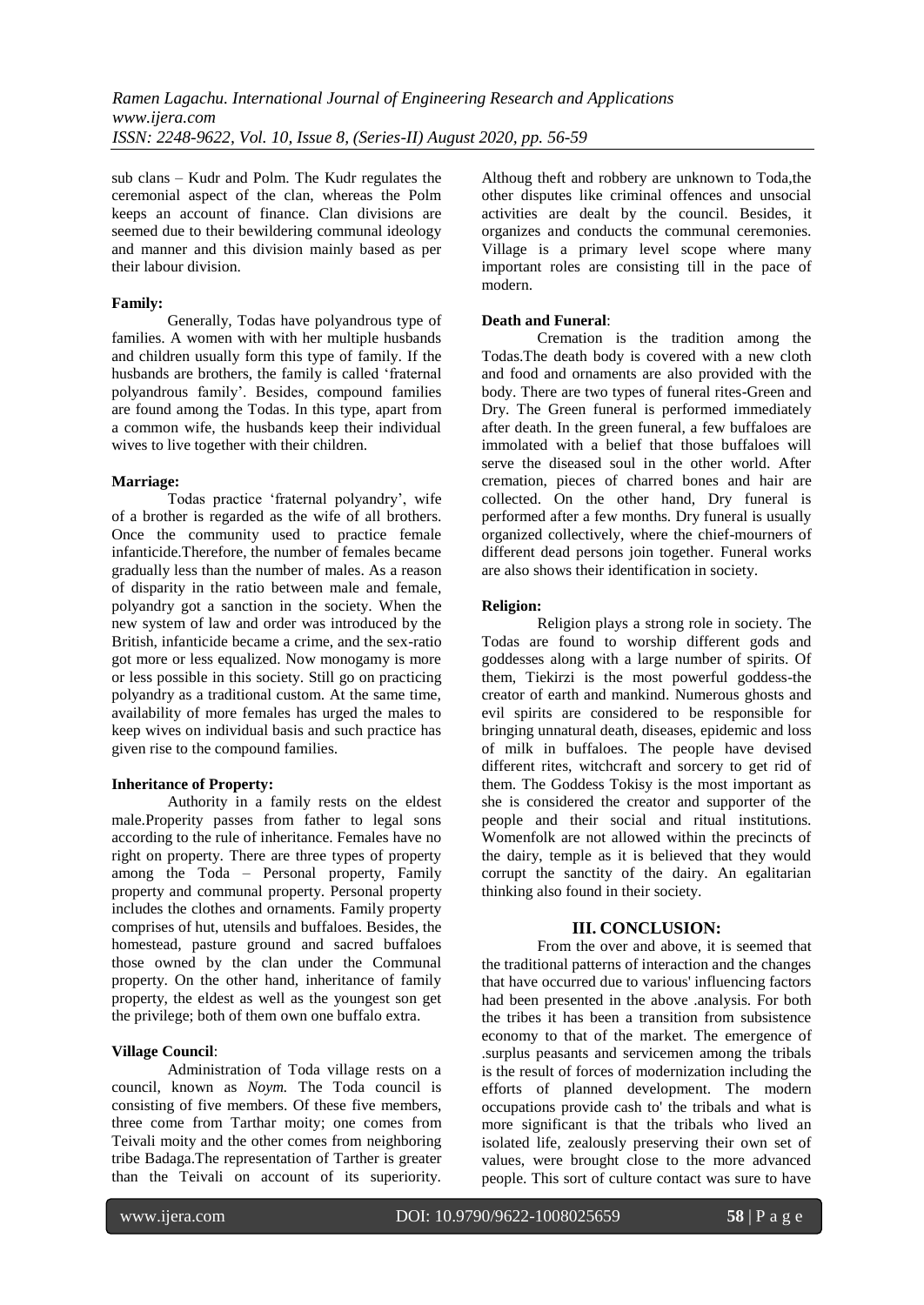sub clans – Kudr and Polm. The Kudr regulates the ceremonial aspect of the clan, whereas the Polm keeps an account of finance. Clan divisions are seemed due to their bewildering communal ideology and manner and this division mainly based as per their labour division.

**Family:**

Generally, Todas have polyandrous type of families. A women with with her multiple husbands and children usually form this type of family. If the husbands are brothers, the family is called 'fraternal polyandrous family'. Besides, compound families are found among the Todas. In this type, apart from a common wife, the husbands keep their individual wives to live together with their children.

**Marriage:**

Todas practice 'fraternal polyandry', wife of a brother is regarded as the wife of all brothers. Once the community used to practice female infanticide.Therefore, the number of females became gradually less than the number of males. As a reason of disparity in the ratio between male and female, polyandry got a sanction in the society. When the new system of law and order was introduced by the British, infanticide became a crime, and the sex-ratio got more or less equalized. Now monogamy is more or less possible in this society. Still go on practicing polyandry as a traditional custom. At the same time, availability of more females has urged the males to keep wives on individual basis and such practice has given rise to the compound families.

**Inheritance of Property:**

Authority in a family rests on the eldest male.Property passes from father to legal sons according to the rule of inheritance. Females have no right on property. There are three types of property among the Toda – Personal property, Family property and communal property. Personal property includes the clothes and ornaments. Family property comprises of hut, utensils and buffaloes. Besides, the homestead, pasture ground and sacred buffaloes those owned by the clan under the Communal property. On the other hand, inheritance of family property, the eldest as well as the youngest son get the privilege; both of them own one buffalo extra.

**Village Council**:

Administration of Toda village rests on a council, known as *Noym.* The Toda council is consisting of five members. Of these five members, three come from Tarthar moity; one comes from Teivali moity and the other comes from neighboring tribe Badaga.The representation of Tarther is greater than the Teivali on account of its superiority. Althoug theft and robbery are unknown to Toda,the other disputes like criminal offences and unsocial activities are dealt by the council. Besides, it organizes and conducts the communal ceremonies. Village is a primary level scope where many important roles are consisting till in the pace of modern.

**Death and Funeral**:

Cremation is the tradition among the Todas.The death body is covered with a new cloth and food and ornaments are also provided with the body. There are two types of funeral rites-Green and Dry. The Green funeral is performed immediately after death. In the green funeral, a few buffaloes are immolated with a belief that those buffaloes will serve the diseased soul in the other world. After cremation, pieces of charred bones and hair are collected. On the other hand, Dry funeral is performed after a few months. Dry funeral is usually organized collectively, where the chief-mourners of different dead persons join together. Funeral works are also shows their identification in society.

**Religion:**

Religion plays a strong role in society. The Todas are found to worship different gods and goddesses along with a large number of spirits. Of them, Tiekirzi is the most powerful goddess-the creator of earth and mankind. Numerous ghosts and evil spirits are considered to be responsible for bringing unnatural death, diseases, epidemic and loss of milk in buffaloes. The people have devised different rites, witchcraft and sorcery to get rid of them. The Goddess Tokisy is the most important as she is considered the creator and supporter of the people and their social and ritual institutions. Womenfolk are not allowed within the precincts of the dairy, temple as it is believed that they would corrupt the sanctity of the dairy. An egalitarian thinking also found in their society.

## III. CONCLUSION:

From the over and above, it is seemed that the traditional patterns of interaction and the changes that have occurred due to various' influencing factors had been presented in the above .analysis. For both the tribes it has been a transition from subsistence economy to that of the market. The emergence of .surplus peasants and servicemen among the tribals is the result of forces of modernization including the efforts of planned development. The modern occupations provide cash to' the tribals and what is more significant is that the tribals who lived an isolated life, zealously preserving their own set of values, were brought close to the more advanced people. This sort of culture contact was sure to have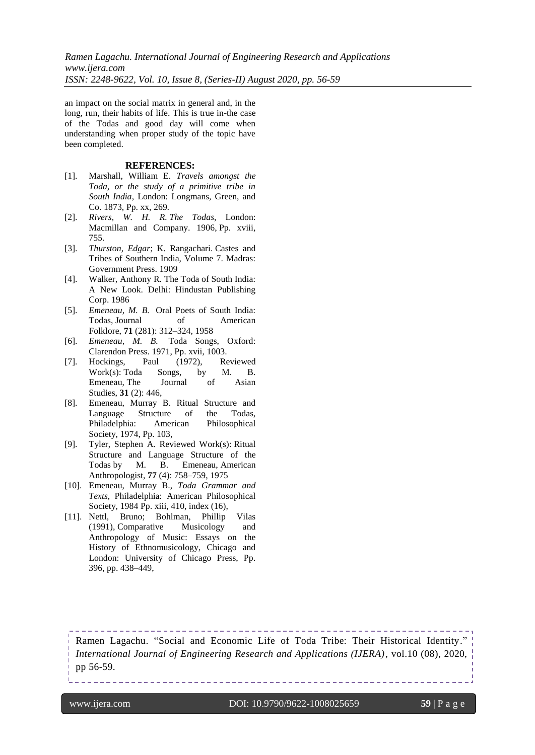an impact on the social matrix in general and, in the long, run, their habits of life. This is true in-the case of the Todas and good day will come when understanding when proper study of the topic have been completed.

## REFERENCES:

[1]. Marshall, William E. *Travels amongst the Toda, or the study of a primitive tribe in South India*, London: Longmans, Green, and Co. 1873, Pp. xx, 269.

[2]. *Rivers, W. H. R. The Todas*, London: Macmillan and Company. 1906, Pp. xviii, 755.

[3]. *Thurston, Edgar*; K. Rangachari. Castes and Tribes of Southern India, Volume 7. Madras: Government Press. 1909

[4]. Walker, Anthony R. The Toda of South India: A New Look. Delhi: Hindustan Publishing Corp. 1986

[5]. *Emeneau, M. B.* Oral Poets of South India: Todas, Journal of American Folklore, **71** (281): 312–324, 1958

[6]. *Emeneau, M. B.* Toda Songs, Oxford: Clarendon Press. 1971, Pp. xvii, 1003.

[7]. Hockings, Paul (1972), Reviewed Work(s): Toda Songs, by M. B. Emeneau, The Journal of Asian Studies, **31** (2): 446,

[8]. Emeneau, Murray B. Ritual Structure and Language Structure of the Todas, Philadelphia: American Philosophical Society, 1974, Pp. 103,

[9]. Tyler, Stephen A. Reviewed Work(s): Ritual Structure and Language Structure of the Todas by M. B. Emeneau, American Anthropologist, **77** (4): 758–759, 1975

[10]. Emeneau, Murray B., *Toda Grammar and Texts*, Philadelphia: American Philosophical Society, 1984 Pp. xiii, 410, index (16),

[11]. Nettl, Bruno; Bohlman, Phillip Vilas (1991), Comparative Musicology and Anthropology of Music: Essays on the History of Ethnomusicology, Chicago and London: University of Chicago Press, Pp. 396, pp. 438–449,

Ramen Lagachu. "Social and Economic Life of Toda Tribe: Their Historical Identity." *International Journal of Engineering Research and Applications (IJERA)*, vol.10 (08), 2020, pp 56-59.